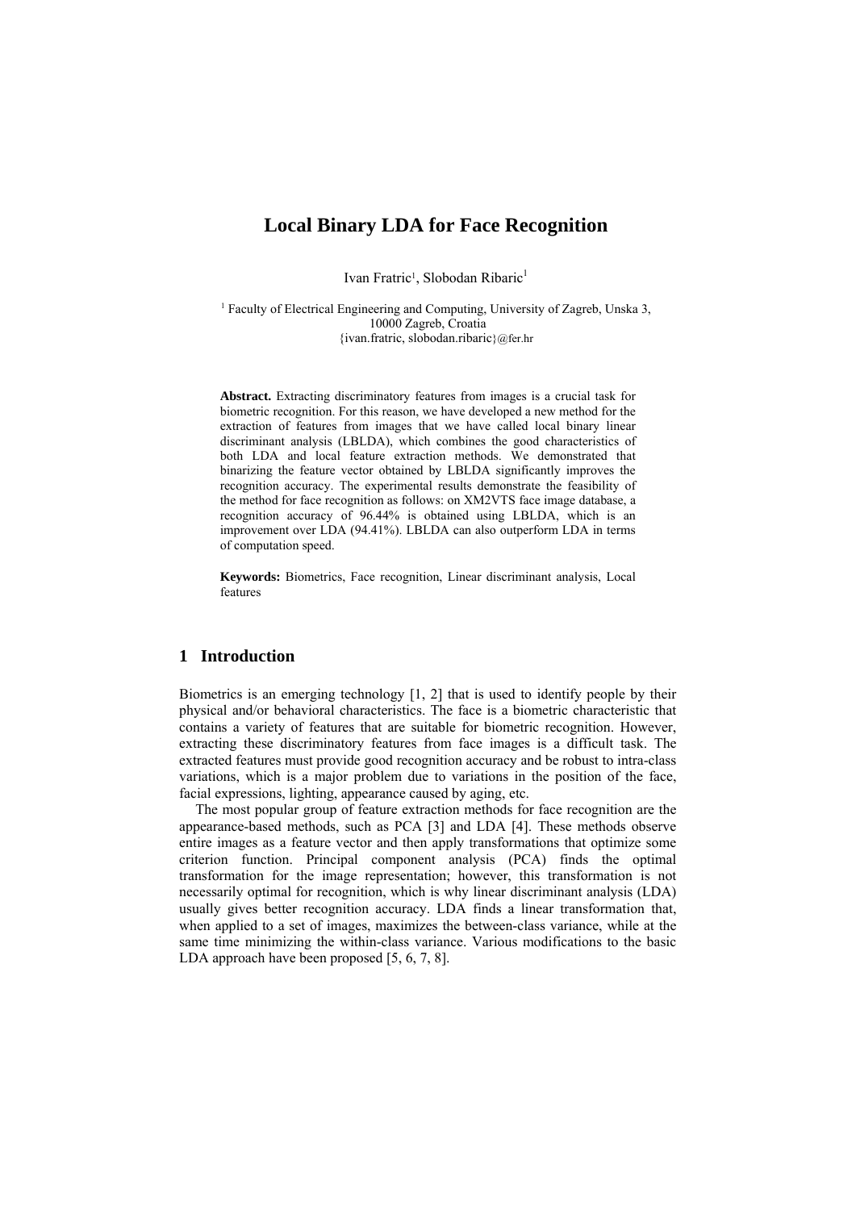# Local Binary LDA for Face Recognition

Ivan Fratric[1], Slobodan Ribaric[1]

[1] Faculty of Electrical Engineering and Computing, University of Zagreb, Unska 3, 10000 Zagreb, Croatia
{ivan.fratric, slobodan.ribaric}@fer.hr

**Abstract.** Extracting discriminatory features from images is a crucial task for biometric recognition. For this reason, we have developed a new method for the extraction of features from images that we have called local binary linear discriminant analysis (LBLDA), which combines the good characteristics of both LDA and local feature extraction methods. We demonstrated that binarizing the feature vector obtained by LBLDA significantly improves the recognition accuracy. The experimental results demonstrate the feasibility of the method for face recognition as follows: on XM2VTS face image database, a recognition accuracy of 96.44% is obtained using LBLDA, which is an improvement over LDA (94.41%). LBLDA can also outperform LDA in terms of computation speed.

**Keywords:** Biometrics, Face recognition, Linear discriminant analysis, Local features

## 1 Introduction

Biometrics is an emerging technology [1, 2] that is used to identify people by their physical and/or behavioral characteristics. The face is a biometric characteristic that contains a variety of features that are suitable for biometric recognition. However, extracting these discriminatory features from face images is a difficult task. The extracted features must provide good recognition accuracy and be robust to intra-class variations, which is a major problem due to variations in the position of the face, facial expressions, lighting, appearance caused by aging, etc.

The most popular group of feature extraction methods for face recognition are the appearance-based methods, such as PCA [3] and LDA [4]. These methods observe entire images as a feature vector and then apply transformations that optimize some criterion function. Principal component analysis (PCA) finds the optimal transformation for the image representation; however, this transformation is not necessarily optimal for recognition, which is why linear discriminant analysis (LDA) usually gives better recognition accuracy. LDA finds a linear transformation that, when applied to a set of images, maximizes the between-class variance, while at the same time minimizing the within-class variance. Various modifications to the basic LDA approach have been proposed [5, 6, 7, 8].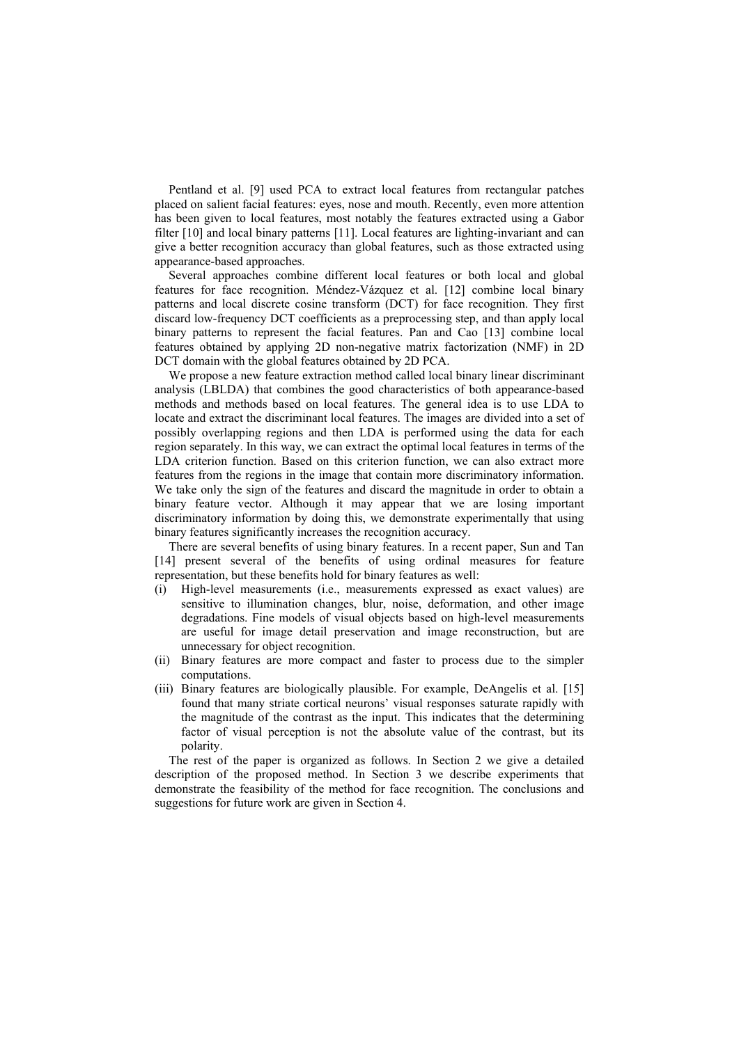Pentland et al. [9] used PCA to extract local features from rectangular patches placed on salient facial features: eyes, nose and mouth. Recently, even more attention has been given to local features, most notably the features extracted using a Gabor filter [10] and local binary patterns [11]. Local features are lighting-invariant and can give a better recognition accuracy than global features, such as those extracted using appearance-based approaches.

Several approaches combine different local features or both local and global features for face recognition. Méndez-Vázquez et al. [12] combine local binary patterns and local discrete cosine transform (DCT) for face recognition. They first discard low-frequency DCT coefficients as a preprocessing step, and than apply local binary patterns to represent the facial features. Pan and Cao [13] combine local features obtained by applying 2D non-negative matrix factorization (NMF) in 2D DCT domain with the global features obtained by 2D PCA.

We propose a new feature extraction method called local binary linear discriminant analysis (LBLDA) that combines the good characteristics of both appearance-based methods and methods based on local features. The general idea is to use LDA to locate and extract the discriminant local features. The images are divided into a set of possibly overlapping regions and then LDA is performed using the data for each region separately. In this way, we can extract the optimal local features in terms of the LDA criterion function. Based on this criterion function, we can also extract more features from the regions in the image that contain more discriminatory information. We take only the sign of the features and discard the magnitude in order to obtain a binary feature vector. Although it may appear that we are losing important discriminatory information by doing this, we demonstrate experimentally that using binary features significantly increases the recognition accuracy.

There are several benefits of using binary features. In a recent paper, Sun and Tan [14] present several of the benefits of using ordinal measures for feature representation, but these benefits hold for binary features as well:

(i) High-level measurements (i.e., measurements expressed as exact values) are sensitive to illumination changes, blur, noise, deformation, and other image degradations. Fine models of visual objects based on high-level measurements are useful for image detail preservation and image reconstruction, but are unnecessary for object recognition.
(ii) Binary features are more compact and faster to process due to the simpler computations.
(iii) Binary features are biologically plausible. For example, DeAngelis et al. [15] found that many striate cortical neurons' visual responses saturate rapidly with the magnitude of the contrast as the input. This indicates that the determining factor of visual perception is not the absolute value of the contrast, but its polarity.

The rest of the paper is organized as follows. In Section 2 we give a detailed description of the proposed method. In Section 3 we describe experiments that demonstrate the feasibility of the method for face recognition. The conclusions and suggestions for future work are given in Section 4.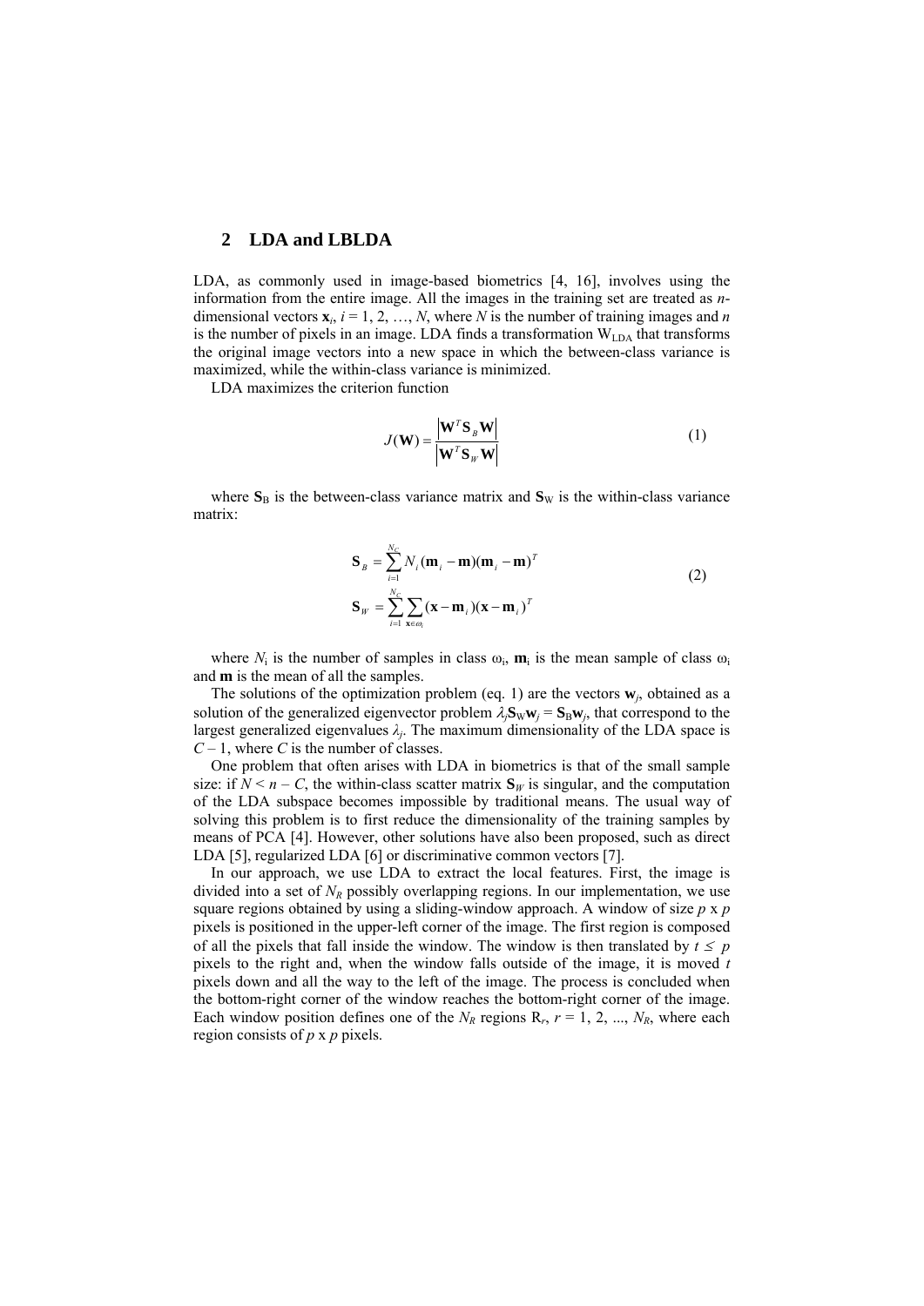## 2 LDA and LBLDA

LDA, as commonly used in image-based biometrics [4, 16], involves using the information from the entire image. All the images in the training set are treated as $n$-dimensional vectors $\mathbf{x}_i$, $i = 1, 2, \ldots, N$, where $N$ is the number of training images and $n$ is the number of pixels in an image. LDA finds a transformation $W_{LDA}$ that transforms the original image vectors into a new space in which the between-class variance is maximized, while the within-class variance is minimized.

LDA maximizes the criterion function

$$J(\mathbf{W}) = \frac{\left|\mathbf{W}^T \mathbf{S}_B \mathbf{W}\right|}{\left|\mathbf{W}^T \mathbf{S}_W \mathbf{W}\right|} \tag{1}$$

where $\mathbf{S}_B$ is the between-class variance matrix and $\mathbf{S}_W$ is the within-class variance matrix:

$$\begin{aligned}
\mathbf{S}_B &= \sum_{i=1}^{N_C} N_i (\mathbf{m}_i - \mathbf{m})(\mathbf{m}_i - \mathbf{m})^T \\
\mathbf{S}_W &= \sum_{i=1}^{N_C} \sum_{\mathbf{x} \in \omega_i} (\mathbf{x} - \mathbf{m}_i)(\mathbf{x} - \mathbf{m}_i)^T
\end{aligned} \tag{2}$$

where $N_i$ is the number of samples in class $\omega_i$, $\mathbf{m}_i$ is the mean sample of class $\omega_i$ and $\mathbf{m}$ is the mean of all the samples.

The solutions of the optimization problem (eq. 1) are the vectors $\mathbf{w}_j$, obtained as a solution of the generalized eigenvector problem $\lambda_j \mathbf{S}_W \mathbf{w}_j = \mathbf{S}_B \mathbf{w}_j$, that correspond to the largest generalized eigenvalues $\lambda_j$. The maximum dimensionality of the LDA space is $C - 1$, where $C$ is the number of classes.

One problem that often arises with LDA in biometrics is that of the small sample size: if $N < n - C$, the within-class scatter matrix $\mathbf{S}_W$ is singular, and the computation of the LDA subspace becomes impossible by traditional means. The usual way of solving this problem is to first reduce the dimensionality of the training samples by means of PCA [4]. However, other solutions have also been proposed, such as direct LDA [5], regularized LDA [6] or discriminative common vectors [7].

In our approach, we use LDA to extract the local features. First, the image is divided into a set of $N_R$ possibly overlapping regions. In our implementation, we use square regions obtained by using a sliding-window approach. A window of size $p$ x $p$ pixels is positioned in the upper-left corner of the image. The first region is composed of all the pixels that fall inside the window. The window is then translated by $t \leq p$ pixels to the right and, when the window falls outside of the image, it is moved $t$ pixels down and all the way to the left of the image. The process is concluded when the bottom-right corner of the window reaches the bottom-right corner of the image. Each window position defines one of the $N_R$ regions $R_r$, $r = 1, 2, \ldots, N_R$, where each region consists of $p$ x $p$ pixels.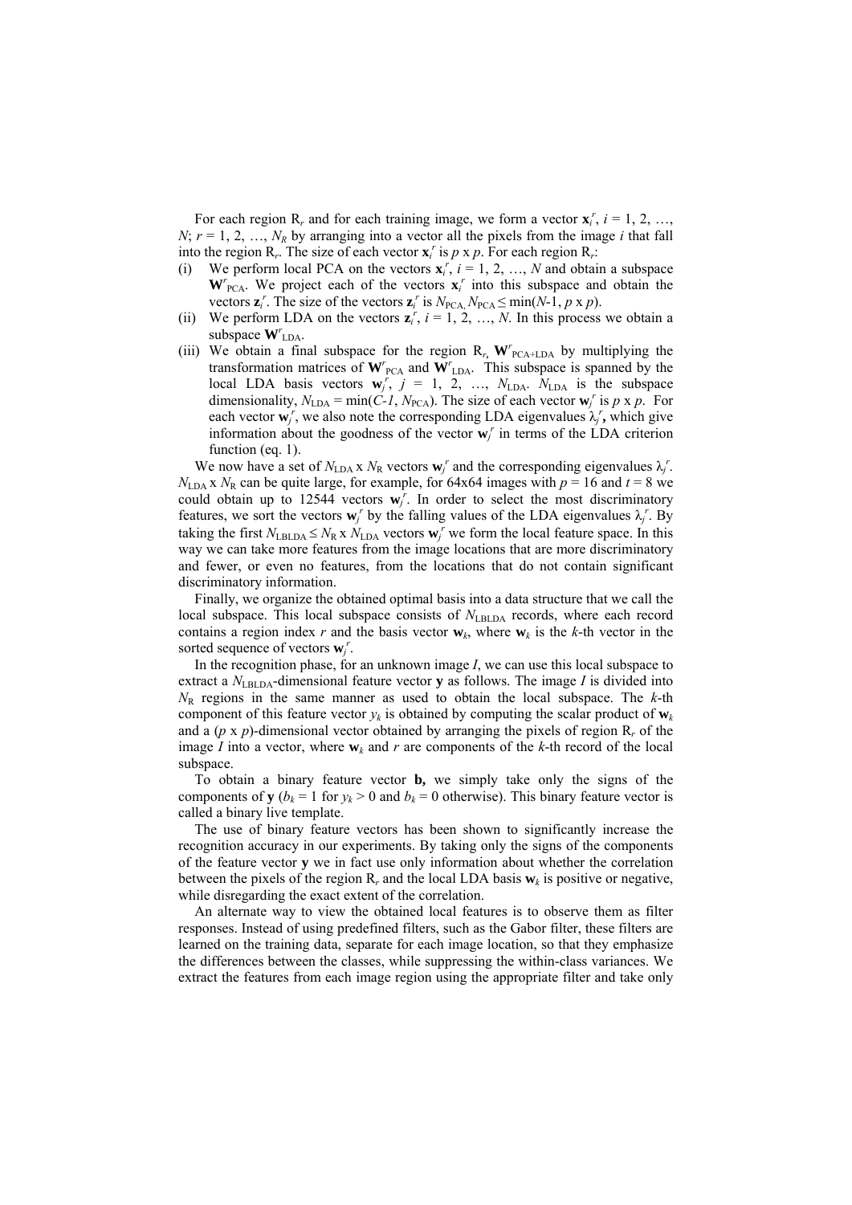For each region $R_r$ and for each training image, we form a vector $\mathbf{x}_i^r$, $i = 1, 2, \ldots, N$; $r = 1, 2, \ldots, N_R$ by arranging into a vector all the pixels from the image $i$ that fall into the region $R_r$. The size of each vector $\mathbf{x}_i^r$ is $p$ x $p$. For each region $R_r$:

(i) We perform local PCA on the vectors $\mathbf{x}_i^r$, $i = 1, 2, \ldots, N$ and obtain a subspace $\mathbf{W}^r_{\text{PCA}}$. We project each of the vectors $\mathbf{x}_i^r$ into this subspace and obtain the vectors $\mathbf{z}_i^r$. The size of the vectors $\mathbf{z}_i^r$ is $N_{\text{PCA}}$, $N_{\text{PCA}} \leq \min(N\text{-}1, p \text{ x } p)$.

(ii) We perform LDA on the vectors $\mathbf{z}_i^r$, $i = 1, 2, \ldots, N$. In this process we obtain a subspace $\mathbf{W}^r_{\text{LDA}}$.

(iii) We obtain a final subspace for the region $R_r$, $\mathbf{W}^r_{\text{PCA+LDA}}$ by multiplying the transformation matrices of $\mathbf{W}^r_{\text{PCA}}$ and $\mathbf{W}^r_{\text{LDA}}$. This subspace is spanned by the local LDA basis vectors $\mathbf{w}_j^r$, $j = 1, 2, \ldots, N_{\text{LDA}}$. $N_{\text{LDA}}$ is the subspace dimensionality, $N_{\text{LDA}} = \min(C\text{-}1, N_{\text{PCA}})$. The size of each vector $\mathbf{w}_j^r$ is $p$ x $p$. For each vector $\mathbf{w}_j^r$, we also note the corresponding LDA eigenvalues $\lambda_j^r$**,** which give information about the goodness of the vector $\mathbf{w}_j^r$ in terms of the LDA criterion function (eq. 1).

We now have a set of $N_{\text{LDA}}$ x $N_{\text{R}}$ vectors $\mathbf{w}_j^r$ and the corresponding eigenvalues $\lambda_j^r$. $N_{\text{LDA}}$ x $N_{\text{R}}$ can be quite large, for example, for 64x64 images with $p = 16$ and $t = 8$ we could obtain up to 12544 vectors $\mathbf{w}_j^r$. In order to select the most discriminatory features, we sort the vectors $\mathbf{w}_j^r$ by the falling values of the LDA eigenvalues $\lambda_j^r$. By taking the first $N_{\text{LBLDA}} \leq N_{\text{R}}$ x $N_{\text{LDA}}$ vectors $\mathbf{w}_j^r$ we form the local feature space. In this way we can take more features from the image locations that are more discriminatory and fewer, or even no features, from the locations that do not contain significant discriminatory information.

Finally, we organize the obtained optimal basis into a data structure that we call the local subspace. This local subspace consists of $N_{\text{LBLDA}}$ records, where each record contains a region index $r$ and the basis vector $\mathbf{w}_k$, where $\mathbf{w}_k$ is the $k$-th vector in the sorted sequence of vectors $\mathbf{w}_j^r$.

In the recognition phase, for an unknown image $I$, we can use this local subspace to extract a $N_{\text{LBLDA}}$-dimensional feature vector $\mathbf{y}$ as follows. The image $I$ is divided into $N_{\text{R}}$ regions in the same manner as used to obtain the local subspace. The $k$-th component of this feature vector $y_k$ is obtained by computing the scalar product of $\mathbf{w}_k$ and a ($p$ x $p$)-dimensional vector obtained by arranging the pixels of region $R_r$ of the image $I$ into a vector, where $\mathbf{w}_k$ and $r$ are components of the $k$-th record of the local subspace.

To obtain a binary feature vector **b,** we simply take only the signs of the components of $\mathbf{y}$ ($b_k = 1$ for $y_k > 0$ and $b_k = 0$ otherwise). This binary feature vector is called a binary live template.

The use of binary feature vectors has been shown to significantly increase the recognition accuracy in our experiments. By taking only the signs of the components of the feature vector $\mathbf{y}$ we in fact use only information about whether the correlation between the pixels of the region $R_r$ and the local LDA basis $\mathbf{w}_k$ is positive or negative, while disregarding the exact extent of the correlation.

An alternate way to view the obtained local features is to observe them as filter responses. Instead of using predefined filters, such as the Gabor filter, these filters are learned on the training data, separate for each image location, so that they emphasize the differences between the classes, while suppressing the within-class variances. We extract the features from each image region using the appropriate filter and take only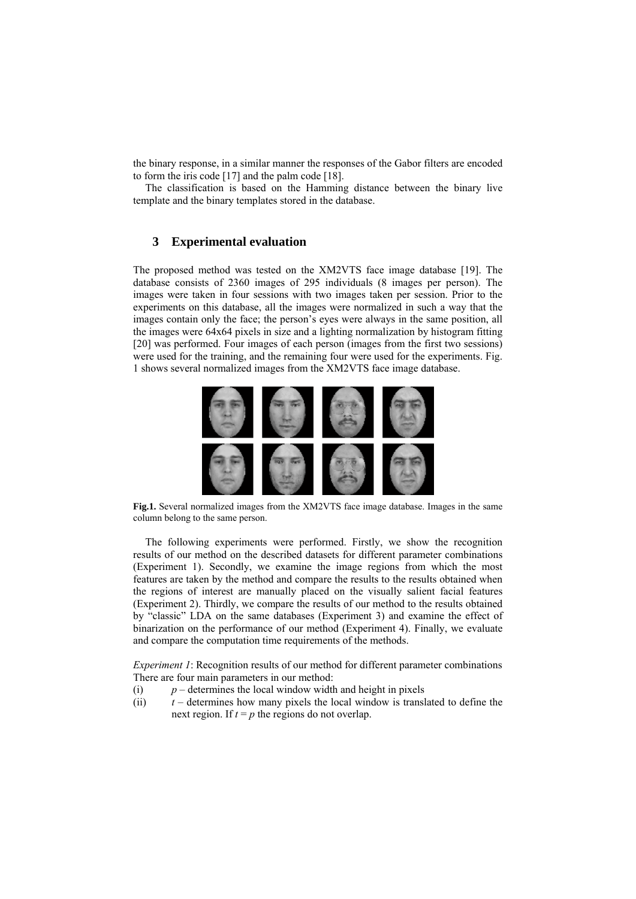the binary response, in a similar manner the responses of the Gabor filters are encoded to form the iris code [17] and the palm code [18].

The classification is based on the Hamming distance between the binary live template and the binary templates stored in the database.

## 3 Experimental evaluation

The proposed method was tested on the XM2VTS face image database [19]. The database consists of 2360 images of 295 individuals (8 images per person). The images were taken in four sessions with two images taken per session. Prior to the experiments on this database, all the images were normalized in such a way that the images contain only the face; the person's eyes were always in the same position, all the images were 64x64 pixels in size and a lighting normalization by histogram fitting [20] was performed. Four images of each person (images from the first two sessions) were used for the training, and the remaining four were used for the experiments. Fig. 1 shows several normalized images from the XM2VTS face image database.

**Fig.1.** Several normalized images from the XM2VTS face image database. Images in the same column belong to the same person.

The following experiments were performed. Firstly, we show the recognition results of our method on the described datasets for different parameter combinations (Experiment 1). Secondly, we examine the image regions from which the most features are taken by the method and compare the results to the results obtained when the regions of interest are manually placed on the visually salient facial features (Experiment 2). Thirdly, we compare the results of our method to the results obtained by "classic" LDA on the same databases (Experiment 3) and examine the effect of binarization on the performance of our method (Experiment 4). Finally, we evaluate and compare the computation time requirements of the methods.

*Experiment 1*: Recognition results of our method for different parameter combinations

There are four main parameters in our method:

(i) $p$ – determines the local window width and height in pixels

(ii) $t$ – determines how many pixels the local window is translated to define the next region. If $t = p$ the regions do not overlap.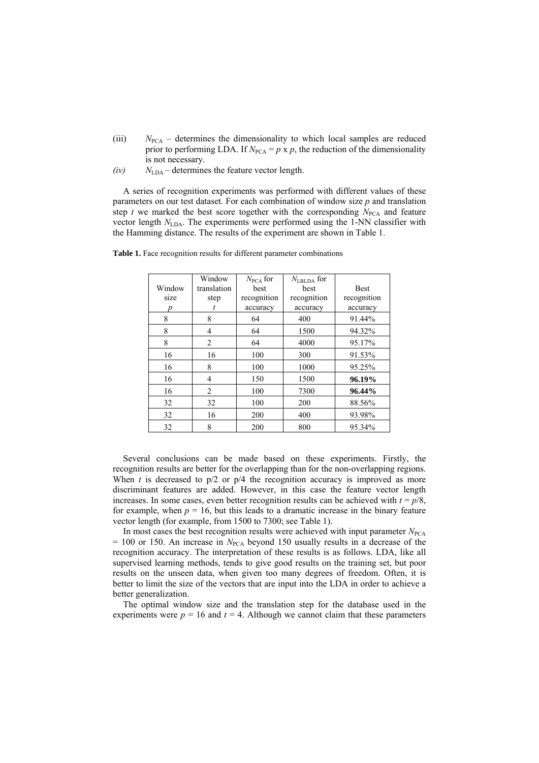(iii) $N_{PCA}$ – determines the dimensionality to which local samples are reduced prior to performing LDA. If $N_{PCA} = p$ x $p$, the reduction of the dimensionality is not necessary.

*(iv)* $N_{LDA}$ – determines the feature vector length.

A series of recognition experiments was performed with different values of these parameters on our test dataset. For each combination of window size $p$ and translation step $t$ we marked the best score together with the corresponding $N_{PCA}$ and feature vector length $N_{LDA}$. The experiments were performed using the 1-NN classifier with the Hamming distance. The results of the experiment are shown in Table 1.

**Table 1.** Face recognition results for different parameter combinations

| Window size $p$ | Window translation step $t$ | $N_{PCA}$ for best recognition accuracy | $N_{LBLDA}$ for best recognition accuracy | Best recognition accuracy |
|---|---|---|---|---|
| 8 | 8 | 64 | 400 | 91.44% |
| 8 | 4 | 64 | 1500 | 94.32% |
| 8 | 2 | 64 | 4000 | 95.17% |
| 16 | 16 | 100 | 300 | 91.53% |
| 16 | 8 | 100 | 1000 | 95.25% |
| 16 | 4 | 150 | 1500 | **96.19%** |
| 16 | 2 | 100 | 7300 | **96.44%** |
| 32 | 32 | 100 | 200 | 88.56% |
| 32 | 16 | 200 | 400 | 93.98% |
| 32 | 8 | 200 | 800 | 95.34% |

Several conclusions can be made based on these experiments. Firstly, the recognition results are better for the overlapping than for the non-overlapping regions. When $t$ is decreased to p/2 or p/4 the recognition accuracy is improved as more discriminant features are added. However, in this case the feature vector length increases. In some cases, even better recognition results can be achieved with $t = p/8$, for example, when $p = 16$, but this leads to a dramatic increase in the binary feature vector length (for example, from 1500 to 7300; see Table 1).

In most cases the best recognition results were achieved with input parameter $N_{PCA} = 100$ or 150. An increase in $N_{PCA}$ beyond 150 usually results in a decrease of the recognition accuracy. The interpretation of these results is as follows. LDA, like all supervised learning methods, tends to give good results on the training set, but poor results on the unseen data, when given too many degrees of freedom. Often, it is better to limit the size of the vectors that are input into the LDA in order to achieve a better generalization.

The optimal window size and the translation step for the database used in the experiments were $p = 16$ and $t = 4$. Although we cannot claim that these parameters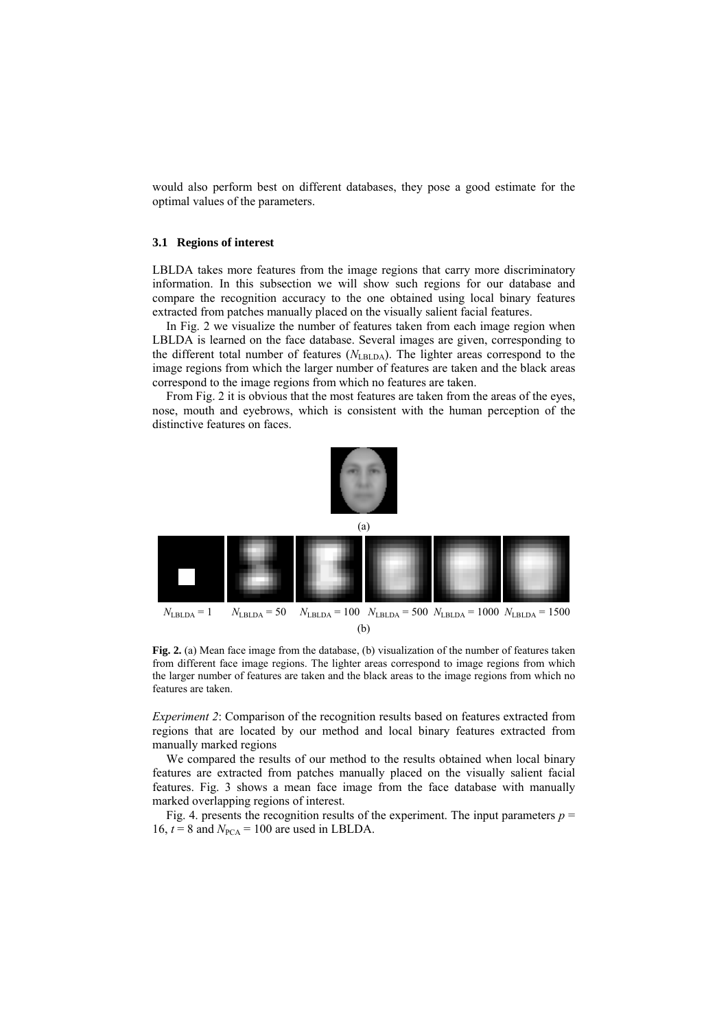would also perform best on different databases, they pose a good estimate for the optimal values of the parameters.

### 3.1 Regions of interest

LBLDA takes more features from the image regions that carry more discriminatory information. In this subsection we will show such regions for our database and compare the recognition accuracy to the one obtained using local binary features extracted from patches manually placed on the visually salient facial features.

In Fig. 2 we visualize the number of features taken from each image region when LBLDA is learned on the face database. Several images are given, corresponding to the different total number of features ($N_{\mathrm{LBLDA}}$). The lighter areas correspond to the image regions from which the larger number of features are taken and the black areas correspond to the image regions from which no features are taken.

From Fig. 2 it is obvious that the most features are taken from the areas of the eyes, nose, mouth and eyebrows, which is consistent with the human perception of the distinctive features on faces.

(a)

$N_{\mathrm{LBLDA}} = 1$ $N_{\mathrm{LBLDA}} = 50$ $N_{\mathrm{LBLDA}} = 100$ $N_{\mathrm{LBLDA}} = 500$ $N_{\mathrm{LBLDA}} = 1000$ $N_{\mathrm{LBLDA}} = 1500$

(b)

**Fig. 2.** (a) Mean face image from the database, (b) visualization of the number of features taken from different face image regions. The lighter areas correspond to image regions from which the larger number of features are taken and the black areas to the image regions from which no features are taken.

*Experiment 2*: Comparison of the recognition results based on features extracted from regions that are located by our method and local binary features extracted from manually marked regions

We compared the results of our method to the results obtained when local binary features are extracted from patches manually placed on the visually salient facial features. Fig. 3 shows a mean face image from the face database with manually marked overlapping regions of interest.

Fig. 4. presents the recognition results of the experiment. The input parameters $p = 16$, $t = 8$ and $N_{\mathrm{PCA}} = 100$ are used in LBLDA.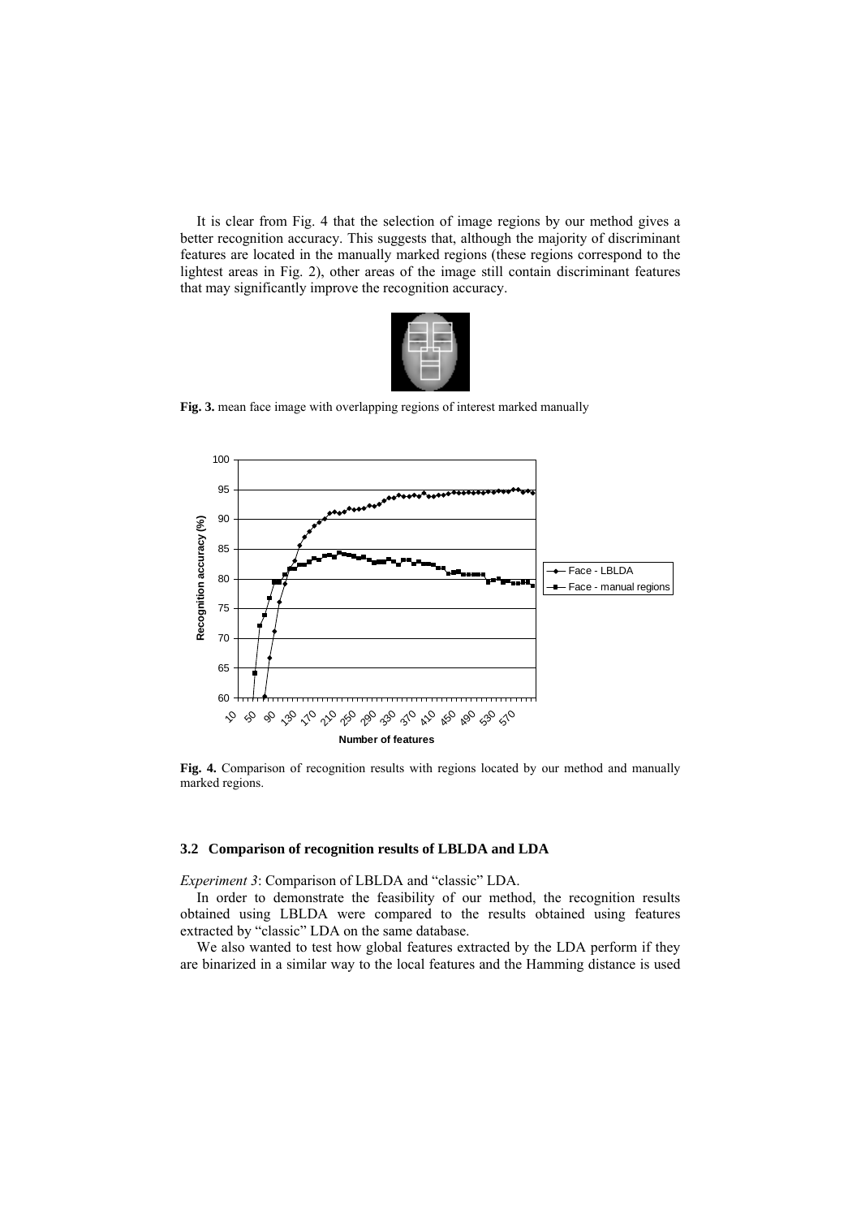It is clear from Fig. 4 that the selection of image regions by our method gives a better recognition accuracy. This suggests that, although the majority of discriminant features are located in the manually marked regions (these regions correspond to the lightest areas in Fig. 2), other areas of the image still contain discriminant features that may significantly improve the recognition accuracy.

**Fig. 3.** mean face image with overlapping regions of interest marked manually

**Fig. 4.** Comparison of recognition results with regions located by our method and manually marked regions.

### 3.2 Comparison of recognition results of LBLDA and LDA

*Experiment 3*: Comparison of LBLDA and "classic" LDA.

In order to demonstrate the feasibility of our method, the recognition results obtained using LBLDA were compared to the results obtained using features extracted by "classic" LDA on the same database.

We also wanted to test how global features extracted by the LDA perform if they are binarized in a similar way to the local features and the Hamming distance is used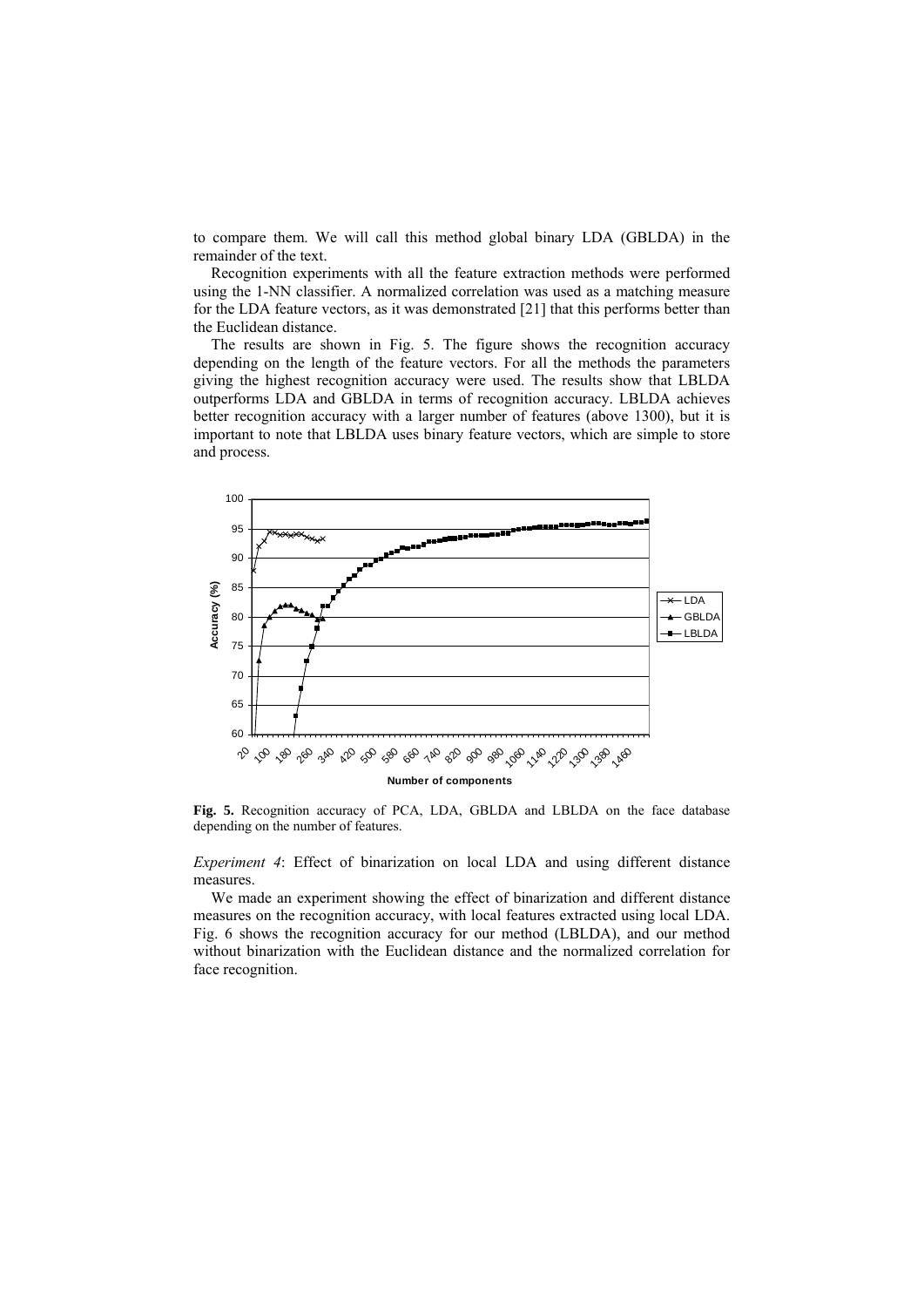to compare them. We will call this method global binary LDA (GBLDA) in the remainder of the text.

Recognition experiments with all the feature extraction methods were performed using the 1-NN classifier. A normalized correlation was used as a matching measure for the LDA feature vectors, as it was demonstrated [21] that this performs better than the Euclidean distance.

The results are shown in Fig. 5. The figure shows the recognition accuracy depending on the length of the feature vectors. For all the methods the parameters giving the highest recognition accuracy were used. The results show that LBLDA outperforms LDA and GBLDA in terms of recognition accuracy. LBLDA achieves better recognition accuracy with a larger number of features (above 1300), but it is important to note that LBLDA uses binary feature vectors, which are simple to store and process.

**Fig. 5.** Recognition accuracy of PCA, LDA, GBLDA and LBLDA on the face database depending on the number of features.

*Experiment 4*: Effect of binarization on local LDA and using different distance measures.

We made an experiment showing the effect of binarization and different distance measures on the recognition accuracy, with local features extracted using local LDA. Fig. 6 shows the recognition accuracy for our method (LBLDA), and our method without binarization with the Euclidean distance and the normalized correlation for face recognition.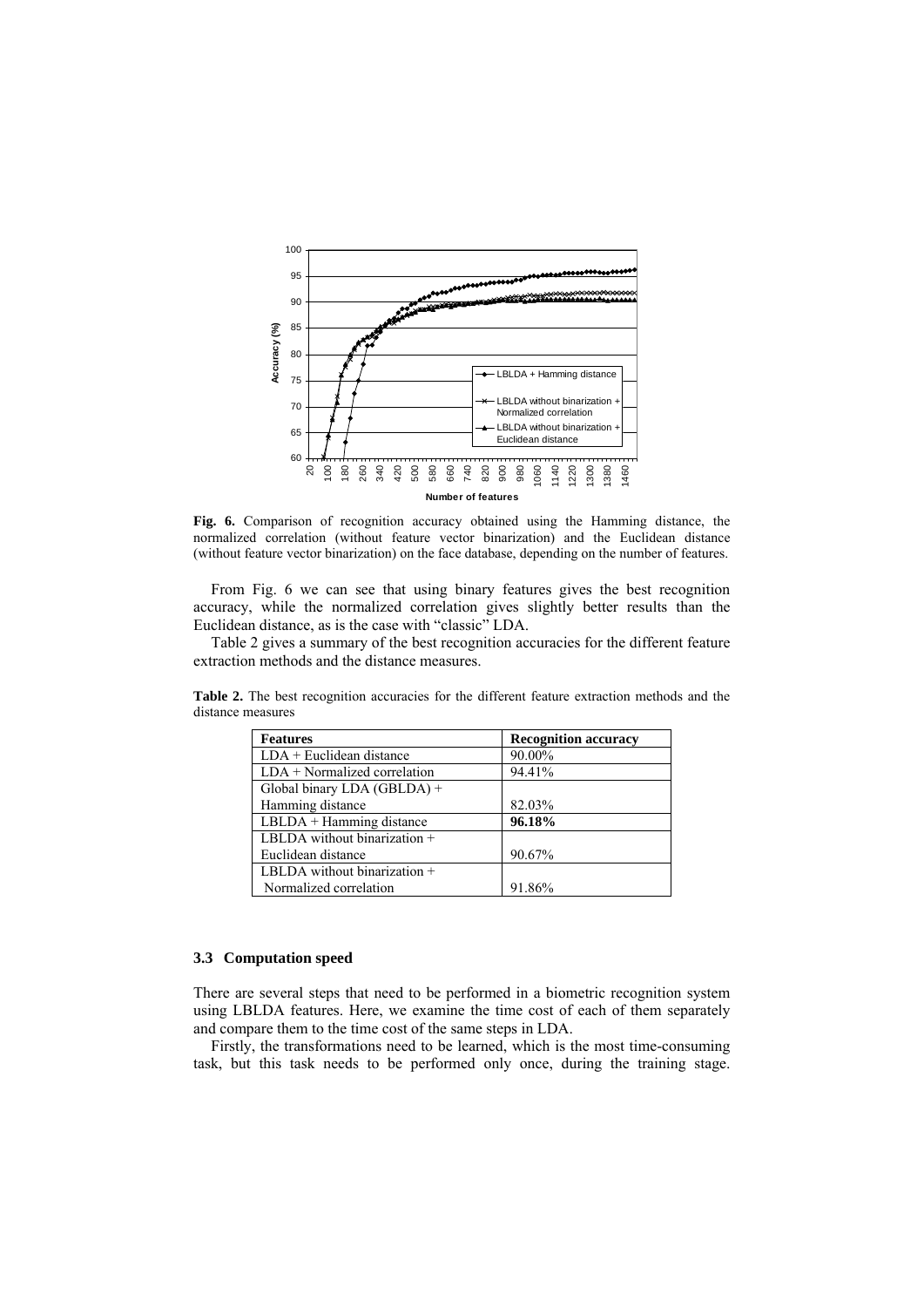**Fig. 6.** Comparison of recognition accuracy obtained using the Hamming distance, the normalized correlation (without feature vector binarization) and the Euclidean distance (without feature vector binarization) on the face database, depending on the number of features.

From Fig. 6 we can see that using binary features gives the best recognition accuracy, while the normalized correlation gives slightly better results than the Euclidean distance, as is the case with "classic" LDA.

Table 2 gives a summary of the best recognition accuracies for the different feature extraction methods and the distance measures.

**Table 2.** The best recognition accuracies for the different feature extraction methods and the distance measures

| Features | Recognition accuracy |
|---|---|
| LDA + Euclidean distance | 90.00% |
| LDA + Normalized correlation | 94.41% |
| Global binary LDA (GBLDA) + Hamming distance | 82.03% |
| LBLDA + Hamming distance | **96.18%** |
| LBLDA without binarization + Euclidean distance | 90.67% |
| LBLDA without binarization + Normalized correlation | 91.86% |

### 3.3 Computation speed

There are several steps that need to be performed in a biometric recognition system using LBLDA features. Here, we examine the time cost of each of them separately and compare them to the time cost of the same steps in LDA.

Firstly, the transformations need to be learned, which is the most time-consuming task, but this task needs to be performed only once, during the training stage.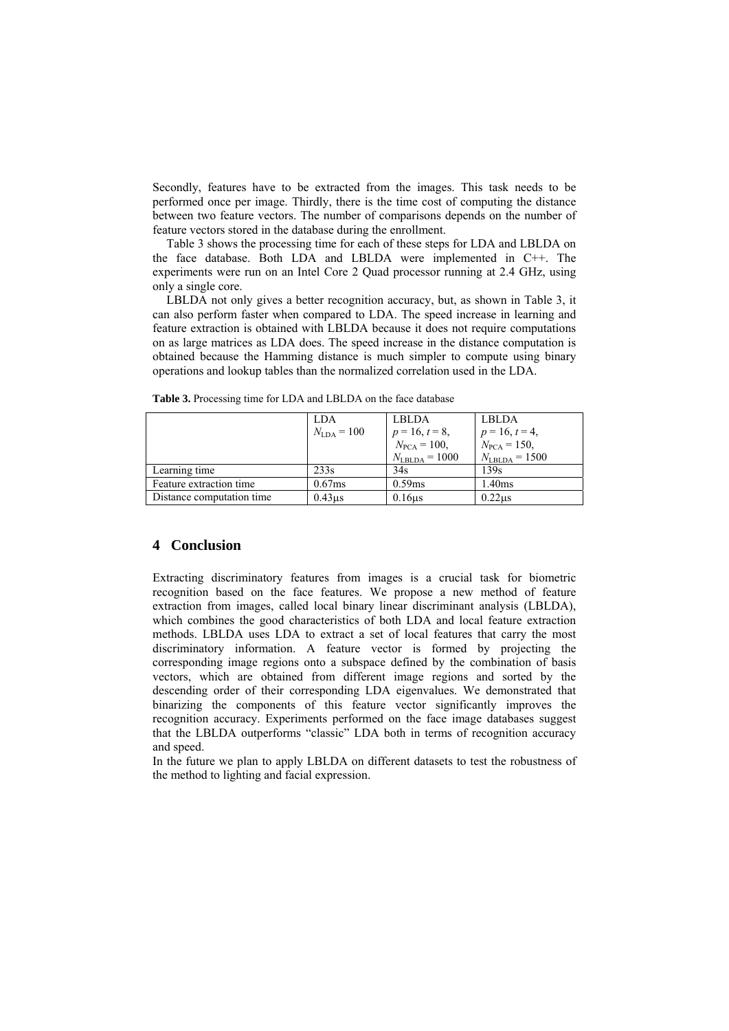Secondly, features have to be extracted from the images. This task needs to be performed once per image. Thirdly, there is the time cost of computing the distance between two feature vectors. The number of comparisons depends on the number of feature vectors stored in the database during the enrollment.

Table 3 shows the processing time for each of these steps for LDA and LBLDA on the face database. Both LDA and LBLDA were implemented in C++. The experiments were run on an Intel Core 2 Quad processor running at 2.4 GHz, using only a single core.

LBLDA not only gives a better recognition accuracy, but, as shown in Table 3, it can also perform faster when compared to LDA. The speed increase in learning and feature extraction is obtained with LBLDA because it does not require computations on as large matrices as LDA does. The speed increase in the distance computation is obtained because the Hamming distance is much simpler to compute using binary operations and lookup tables than the normalized correlation used in the LDA.

**Table 3.** Processing time for LDA and LBLDA on the face database

| | LDA $N_{\text{LDA}} = 100$ | LBLDA $p = 16$, $t = 8$, $N_{\text{PCA}} = 100$, $N_{\text{LBLDA}} = 1000$ | LBLDA $p = 16$, $t = 4$, $N_{\text{PCA}} = 150$, $N_{\text{LBLDA}} = 1500$ |
|---|---|---|---|
| Learning time | 233s | 34s | 139s |
| Feature extraction time | 0.67ms | 0.59ms | 1.40ms |
| Distance computation time | 0.43μs | 0.16μs | 0.22μs |

## 4 Conclusion

Extracting discriminatory features from images is a crucial task for biometric recognition based on the face features. We propose a new method of feature extraction from images, called local binary linear discriminant analysis (LBLDA), which combines the good characteristics of both LDA and local feature extraction methods. LBLDA uses LDA to extract a set of local features that carry the most discriminatory information. A feature vector is formed by projecting the corresponding image regions onto a subspace defined by the combination of basis vectors, which are obtained from different image regions and sorted by the descending order of their corresponding LDA eigenvalues. We demonstrated that binarizing the components of this feature vector significantly improves the recognition accuracy. Experiments performed on the face image databases suggest that the LBLDA outperforms "classic" LDA both in terms of recognition accuracy and speed.

In the future we plan to apply LBLDA on different datasets to test the robustness of the method to lighting and facial expression.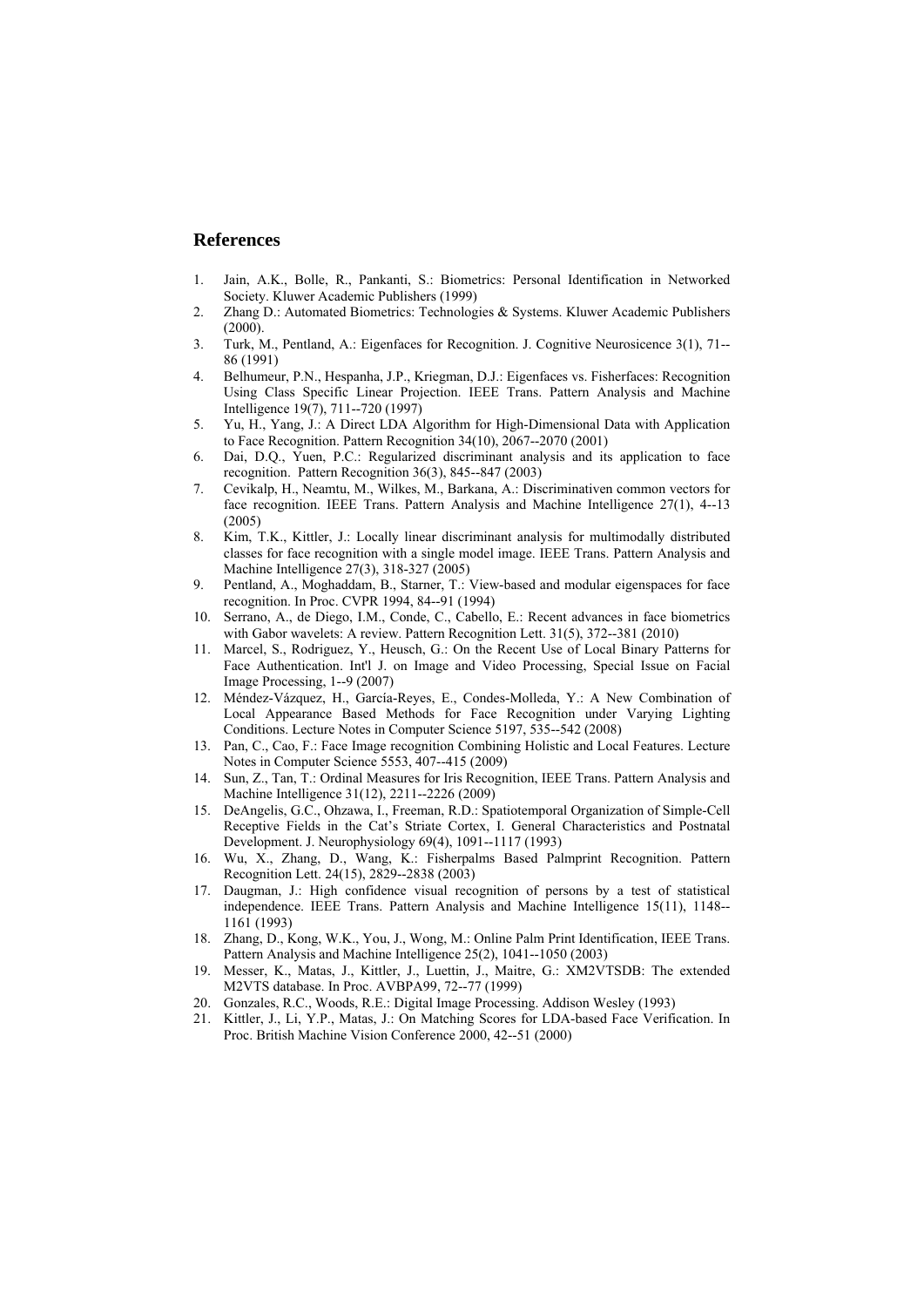## References

1. Jain, A.K., Bolle, R., Pankanti, S.: Biometrics: Personal Identification in Networked Society. Kluwer Academic Publishers (1999)
2. Zhang D.: Automated Biometrics: Technologies & Systems. Kluwer Academic Publishers (2000).
3. Turk, M., Pentland, A.: Eigenfaces for Recognition. J. Cognitive Neurosicence 3(1), 71--86 (1991)
4. Belhumeur, P.N., Hespanha, J.P., Kriegman, D.J.: Eigenfaces vs. Fisherfaces: Recognition Using Class Specific Linear Projection. IEEE Trans. Pattern Analysis and Machine Intelligence 19(7), 711--720 (1997)
5. Yu, H., Yang, J.: A Direct LDA Algorithm for High-Dimensional Data with Application to Face Recognition. Pattern Recognition 34(10), 2067--2070 (2001)
6. Dai, D.Q., Yuen, P.C.: Regularized discriminant analysis and its application to face recognition. Pattern Recognition 36(3), 845--847 (2003)
7. Cevikalp, H., Neamtu, M., Wilkes, M., Barkana, A.: Discriminativen common vectors for face recognition. IEEE Trans. Pattern Analysis and Machine Intelligence 27(1), 4--13 (2005)
8. Kim, T.K., Kittler, J.: Locally linear discriminant analysis for multimodally distributed classes for face recognition with a single model image. IEEE Trans. Pattern Analysis and Machine Intelligence 27(3), 318-327 (2005)
9. Pentland, A., Moghaddam, B., Starner, T.: View-based and modular eigenspaces for face recognition. In Proc. CVPR 1994, 84--91 (1994)
10. Serrano, A., de Diego, I.M., Conde, C., Cabello, E.: Recent advances in face biometrics with Gabor wavelets: A review. Pattern Recognition Lett. 31(5), 372--381 (2010)
11. Marcel, S., Rodriguez, Y., Heusch, G.: On the Recent Use of Local Binary Patterns for Face Authentication. Int'l J. on Image and Video Processing, Special Issue on Facial Image Processing, 1--9 (2007)
12. Méndez-Vázquez, H., García-Reyes, E., Condes-Molleda, Y.: A New Combination of Local Appearance Based Methods for Face Recognition under Varying Lighting Conditions. Lecture Notes in Computer Science 5197, 535--542 (2008)
13. Pan, C., Cao, F.: Face Image recognition Combining Holistic and Local Features. Lecture Notes in Computer Science 5553, 407--415 (2009)
14. Sun, Z., Tan, T.: Ordinal Measures for Iris Recognition, IEEE Trans. Pattern Analysis and Machine Intelligence 31(12), 2211--2226 (2009)
15. DeAngelis, G.C., Ohzawa, I., Freeman, R.D.: Spatiotemporal Organization of Simple-Cell Receptive Fields in the Cat's Striate Cortex, I. General Characteristics and Postnatal Development. J. Neurophysiology 69(4), 1091--1117 (1993)
16. Wu, X., Zhang, D., Wang, K.: Fisherpalms Based Palmprint Recognition. Pattern Recognition Lett. 24(15), 2829--2838 (2003)
17. Daugman, J.: High confidence visual recognition of persons by a test of statistical independence. IEEE Trans. Pattern Analysis and Machine Intelligence 15(11), 1148--1161 (1993)
18. Zhang, D., Kong, W.K., You, J., Wong, M.: Online Palm Print Identification, IEEE Trans. Pattern Analysis and Machine Intelligence 25(2), 1041--1050 (2003)
19. Messer, K., Matas, J., Kittler, J., Luettin, J., Maitre, G.: XM2VTSDB: The extended M2VTS database. In Proc. AVBPA99, 72--77 (1999)
20. Gonzales, R.C., Woods, R.E.: Digital Image Processing. Addison Wesley (1993)
21. Kittler, J., Li, Y.P., Matas, J.: On Matching Scores for LDA-based Face Verification. In Proc. British Machine Vision Conference 2000, 42--51 (2000)